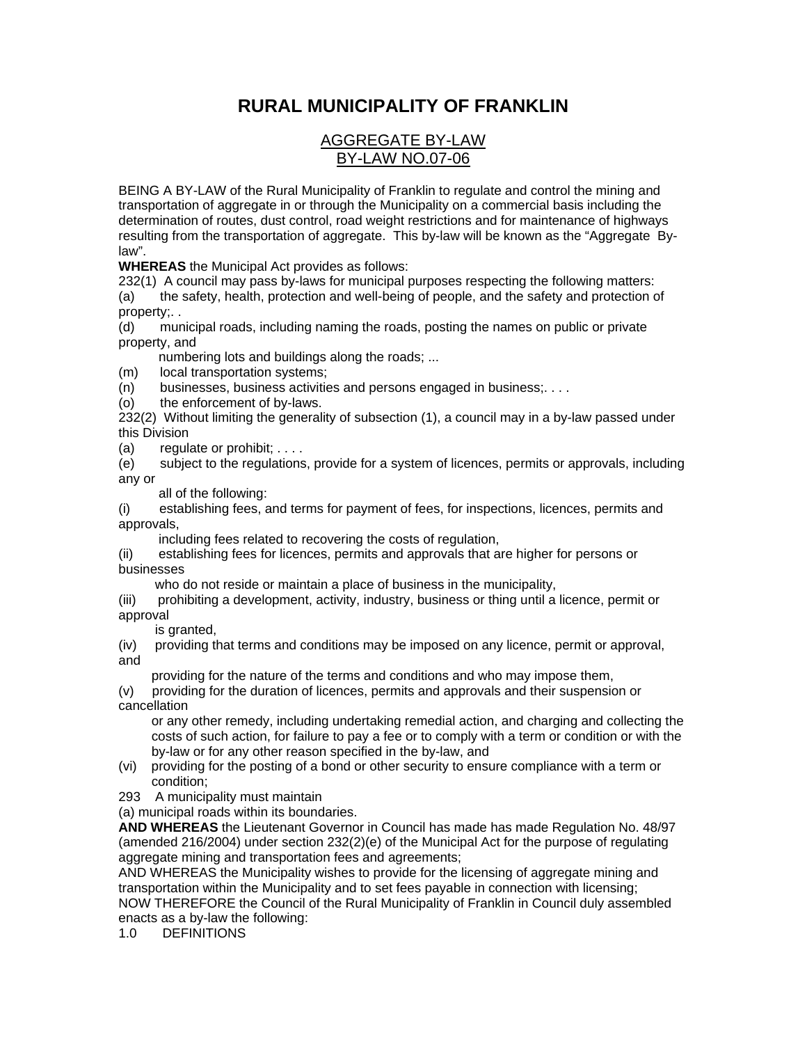# RURAL MUNICIPALITY OF FRANKLIN

## AGGREGATE BY-LAW
## BY-LAW NO.07-06

BEING A BY-LAW of the Rural Municipality of Franklin to regulate and control the mining and transportation of aggregate in or through the Municipality on a commercial basis including the determination of routes, dust control, road weight restrictions and for maintenance of highways resulting from the transportation of aggregate. This by-law will be known as the "Aggregate By-law".

**WHEREAS** the Municipal Act provides as follows:

232(1) A council may pass by-laws for municipal purposes respecting the following matters:

(a) the safety, health, protection and well-being of people, and the safety and protection of property;. .

(d) municipal roads, including naming the roads, posting the names on public or private property, and numbering lots and buildings along the roads; ...

(m) local transportation systems;

(n) businesses, business activities and persons engaged in business;. . . .

(o) the enforcement of by-laws.

232(2) Without limiting the generality of subsection (1), a council may in a by-law passed under this Division

(a) regulate or prohibit; . . . .

(e) subject to the regulations, provide for a system of licences, permits or approvals, including any or all of the following:

(i) establishing fees, and terms for payment of fees, for inspections, licences, permits and approvals, including fees related to recovering the costs of regulation,

(ii) establishing fees for licences, permits and approvals that are higher for persons or businesses who do not reside or maintain a place of business in the municipality,

(iii) prohibiting a development, activity, industry, business or thing until a licence, permit or approval is granted,

(iv) providing that terms and conditions may be imposed on any licence, permit or approval, and providing for the nature of the terms and conditions and who may impose them,

(v) providing for the duration of licences, permits and approvals and their suspension or cancellation or any other remedy, including undertaking remedial action, and charging and collecting the costs of such action, for failure to pay a fee or to comply with a term or condition or with the by-law or for any other reason specified in the by-law, and

(vi) providing for the posting of a bond or other security to ensure compliance with a term or condition;

293 A municipality must maintain

(a) municipal roads within its boundaries.

**AND WHEREAS** the Lieutenant Governor in Council has made has made Regulation No. 48/97 (amended 216/2004) under section 232(2)(e) of the Municipal Act for the purpose of regulating aggregate mining and transportation fees and agreements;

AND WHEREAS the Municipality wishes to provide for the licensing of aggregate mining and transportation within the Municipality and to set fees payable in connection with licensing;

NOW THEREFORE the Council of the Rural Municipality of Franklin in Council duly assembled enacts as a by-law the following:

1.0 DEFINITIONS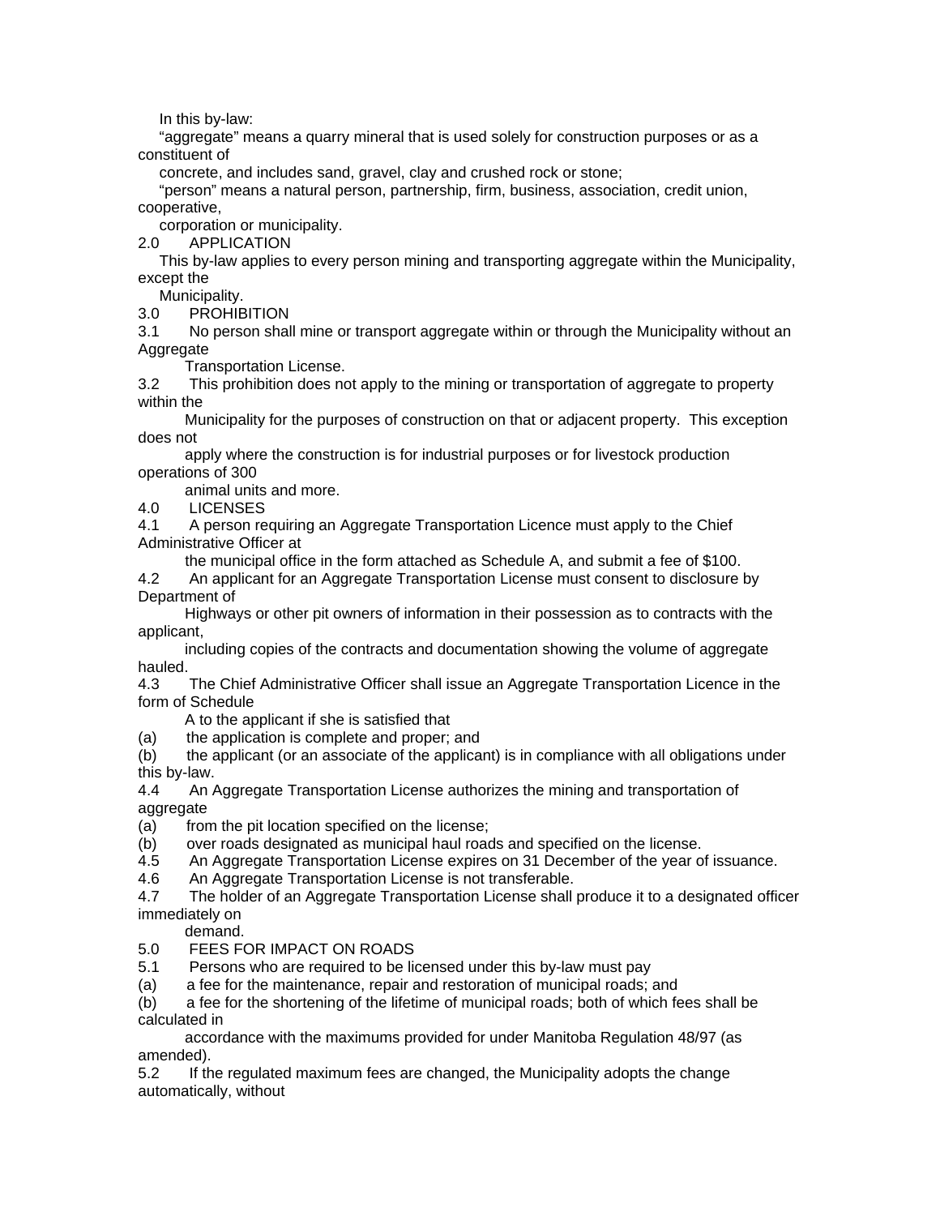In this by-law:

"aggregate" means a quarry mineral that is used solely for construction purposes or as a constituent of concrete, and includes sand, gravel, clay and crushed rock or stone;

"person" means a natural person, partnership, firm, business, association, credit union, cooperative, corporation or municipality.

## 2.0 APPLICATION

This by-law applies to every person mining and transporting aggregate within the Municipality, except the Municipality.

## 3.0 PROHIBITION

3.1 No person shall mine or transport aggregate within or through the Municipality without an Aggregate Transportation License.

3.2 This prohibition does not apply to the mining or transportation of aggregate to property within the Municipality for the purposes of construction on that or adjacent property. This exception does not apply where the construction is for industrial purposes or for livestock production operations of 300 animal units and more.

## 4.0 LICENSES

4.1 A person requiring an Aggregate Transportation Licence must apply to the Chief Administrative Officer at the municipal office in the form attached as Schedule A, and submit a fee of $100.

4.2 An applicant for an Aggregate Transportation License must consent to disclosure by Department of Highways or other pit owners of information in their possession as to contracts with the applicant, including copies of the contracts and documentation showing the volume of aggregate hauled.

4.3 The Chief Administrative Officer shall issue an Aggregate Transportation Licence in the form of Schedule A to the applicant if she is satisfied that

(a) the application is complete and proper; and

(b) the applicant (or an associate of the applicant) is in compliance with all obligations under this by-law.

4.4 An Aggregate Transportation License authorizes the mining and transportation of aggregate

(a) from the pit location specified on the license;

(b) over roads designated as municipal haul roads and specified on the license.

4.5 An Aggregate Transportation License expires on 31 December of the year of issuance.

4.6 An Aggregate Transportation License is not transferable.

4.7 The holder of an Aggregate Transportation License shall produce it to a designated officer immediately on demand.

## 5.0 FEES FOR IMPACT ON ROADS

5.1 Persons who are required to be licensed under this by-law must pay

(a) a fee for the maintenance, repair and restoration of municipal roads; and

(b) a fee for the shortening of the lifetime of municipal roads; both of which fees shall be calculated in accordance with the maximums provided for under Manitoba Regulation 48/97 (as amended).

5.2 If the regulated maximum fees are changed, the Municipality adopts the change automatically, without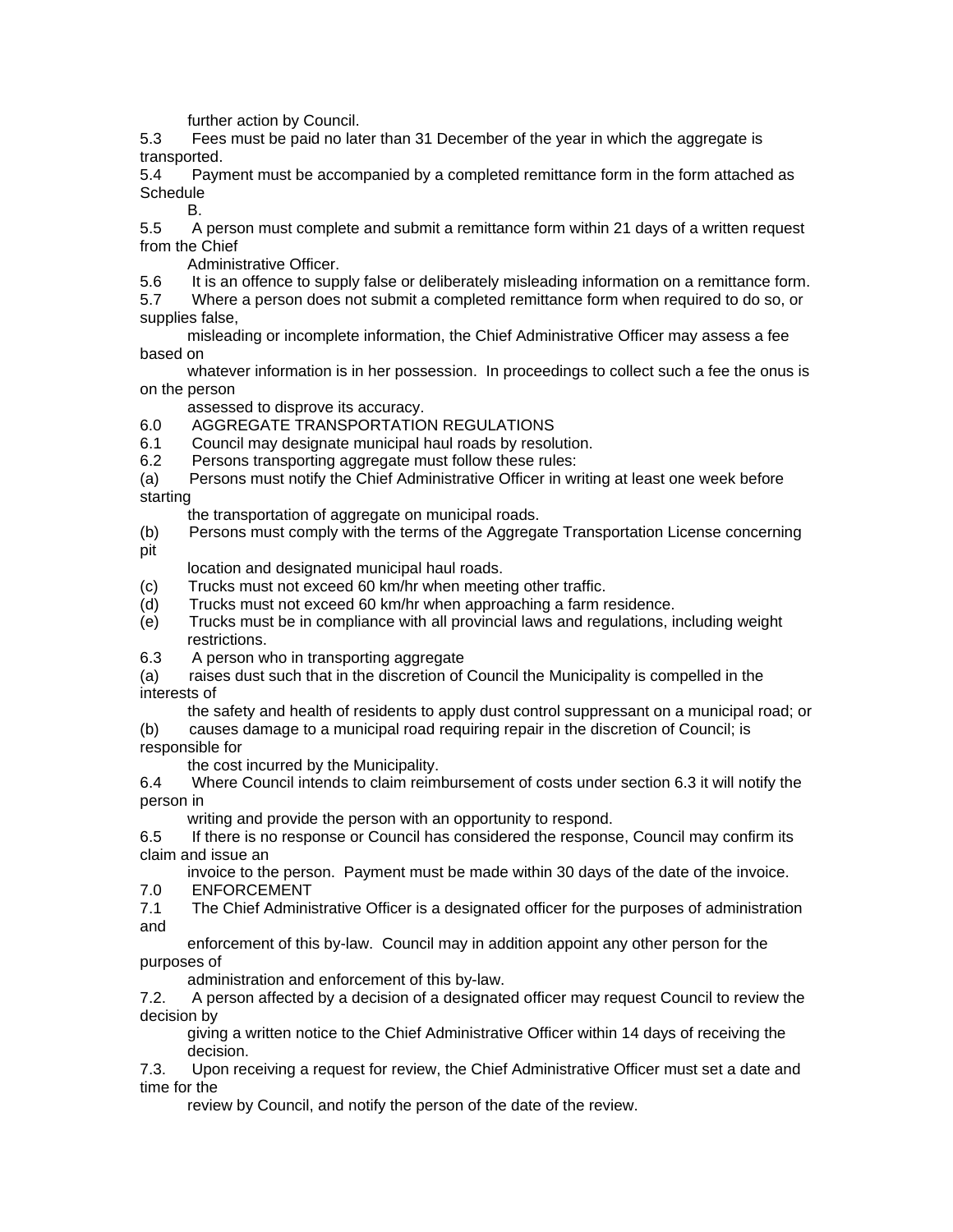further action by Council.

5.3 Fees must be paid no later than 31 December of the year in which the aggregate is transported.

5.4 Payment must be accompanied by a completed remittance form in the form attached as Schedule B.

5.5 A person must complete and submit a remittance form within 21 days of a written request from the Chief Administrative Officer.

5.6 It is an offence to supply false or deliberately misleading information on a remittance form.

5.7 Where a person does not submit a completed remittance form when required to do so, or supplies false, misleading or incomplete information, the Chief Administrative Officer may assess a fee based on whatever information is in her possession. In proceedings to collect such a fee the onus is on the person assessed to disprove its accuracy.

## 6.0 AGGREGATE TRANSPORTATION REGULATIONS

6.1 Council may designate municipal haul roads by resolution.

6.2 Persons transporting aggregate must follow these rules:

(a) Persons must notify the Chief Administrative Officer in writing at least one week before starting the transportation of aggregate on municipal roads.

(b) Persons must comply with the terms of the Aggregate Transportation License concerning pit location and designated municipal haul roads.

(c) Trucks must not exceed 60 km/hr when meeting other traffic.

(d) Trucks must not exceed 60 km/hr when approaching a farm residence.

(e) Trucks must be in compliance with all provincial laws and regulations, including weight restrictions.

6.3 A person who in transporting aggregate

(a) raises dust such that in the discretion of Council the Municipality is compelled in the interests of the safety and health of residents to apply dust control suppressant on a municipal road; or

(b) causes damage to a municipal road requiring repair in the discretion of Council; is responsible for the cost incurred by the Municipality.

6.4 Where Council intends to claim reimbursement of costs under section 6.3 it will notify the person in writing and provide the person with an opportunity to respond.

6.5 If there is no response or Council has considered the response, Council may confirm its claim and issue an invoice to the person. Payment must be made within 30 days of the date of the invoice.

## 7.0 ENFORCEMENT

7.1 The Chief Administrative Officer is a designated officer for the purposes of administration and enforcement of this by-law. Council may in addition appoint any other person for the purposes of administration and enforcement of this by-law.

7.2. A person affected by a decision of a designated officer may request Council to review the decision by giving a written notice to the Chief Administrative Officer within 14 days of receiving the decision.

7.3. Upon receiving a request for review, the Chief Administrative Officer must set a date and time for the review by Council, and notify the person of the date of the review.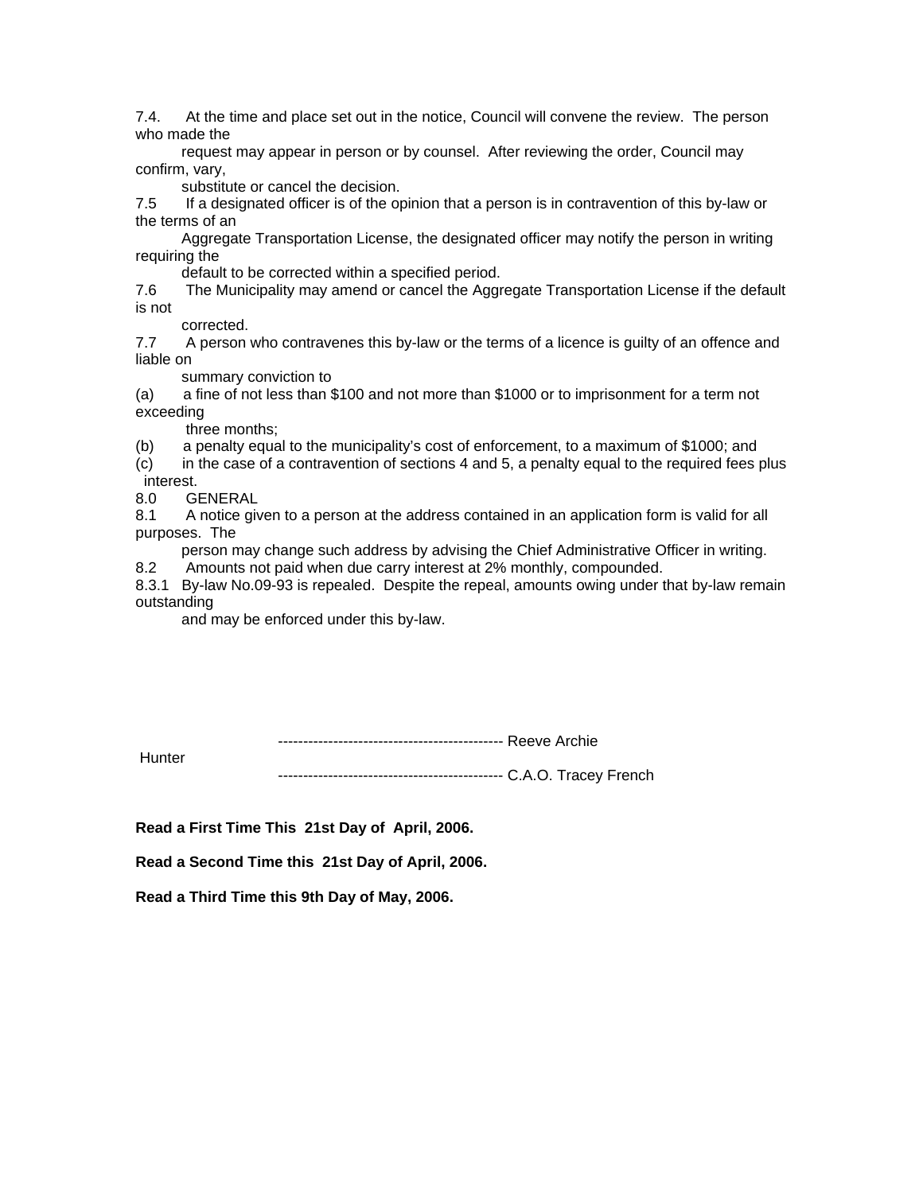7.4. At the time and place set out in the notice, Council will convene the review. The person who made the request may appear in person or by counsel. After reviewing the order, Council may confirm, vary, substitute or cancel the decision.

7.5 If a designated officer is of the opinion that a person is in contravention of this by-law or the terms of an Aggregate Transportation License, the designated officer may notify the person in writing requiring the default to be corrected within a specified period.

7.6 The Municipality may amend or cancel the Aggregate Transportation License if the default is not corrected.

7.7 A person who contravenes this by-law or the terms of a licence is guilty of an offence and liable on summary conviction to

(a) a fine of not less than $100 and not more than $1000 or to imprisonment for a term not exceeding three months;

(b) a penalty equal to the municipality's cost of enforcement, to a maximum of $1000; and

(c) in the case of a contravention of sections 4 and 5, a penalty equal to the required fees plus interest.

8.0 GENERAL

8.1 A notice given to a person at the address contained in an application form is valid for all purposes. The person may change such address by advising the Chief Administrative Officer in writing.

8.2 Amounts not paid when due carry interest at 2% monthly, compounded.

8.3.1 By-law No.09-93 is repealed. Despite the repeal, amounts owing under that by-law remain outstanding and may be enforced under this by-law.

--------------------------------------------- Reeve Archie Hunter

--------------------------------------------- C.A.O. Tracey French

**Read a First Time This 21st Day of April, 2006.**

**Read a Second Time this 21st Day of April, 2006.**

**Read a Third Time this 9th Day of May, 2006.**